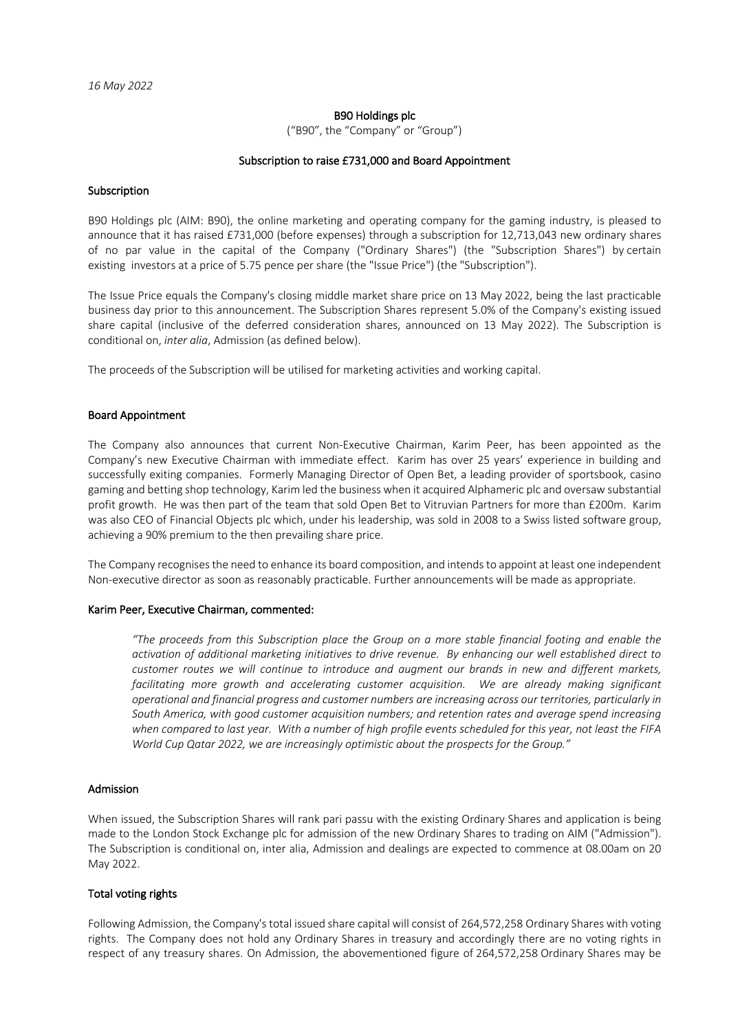*16 May 2022*

# B90 Holdings plc

("B90", the "Company" or "Group")

## Subscription to raise £731,000 and Board Appointment

### Subscription

B90 Holdings plc (AIM: B90), the online marketing and operating company for the gaming industry, is pleased to announce that it has raised £731,000 (before expenses) through a subscription for 12,713,043 new ordinary shares of no par value in the capital of the Company ("Ordinary Shares") (the "Subscription Shares") by certain existing investors at a price of 5.75 pence per share (the "Issue Price") (the "Subscription").

The Issue Price equals the Company's closing middle market share price on 13 May 2022, being the last practicable business day prior to this announcement. The Subscription Shares represent 5.0% of the Company's existing issued share capital (inclusive of the deferred consideration shares, announced on 13 May 2022). The Subscription is conditional on, *inter alia*, Admission (as defined below).

The proceeds of the Subscription will be utilised for marketing activities and working capital.

### Board Appointment

The Company also announces that current Non-Executive Chairman, Karim Peer, has been appointed as the Company's new Executive Chairman with immediate effect. Karim has over 25 years' experience in building and successfully exiting companies. Formerly Managing Director of Open Bet, a leading provider of sportsbook, casino gaming and betting shop technology, Karim led the business when it acquired Alphameric plc and oversaw substantial profit growth. He was then part of the team that sold Open Bet to Vitruvian Partners for more than £200m. Karim was also CEO of Financial Objects plc which, under his leadership, was sold in 2008 to a Swiss listed software group, achieving a 90% premium to the then prevailing share price.

The Company recognises the need to enhance its board composition, and intends to appoint at least one independent Non-executive director as soon as reasonably practicable. Further announcements will be made as appropriate.

### Karim Peer, Executive Chairman, commented:

> *"The proceeds from this Subscription place the Group on a more stable financial footing and enable the activation of additional marketing initiatives to drive revenue. By enhancing our well established direct to customer routes we will continue to introduce and augment our brands in new and different markets, facilitating more growth and accelerating customer acquisition. We are already making significant operational and financial progress and customer numbers are increasing across our territories, particularly in South America, with good customer acquisition numbers; and retention rates and average spend increasing when compared to last year. With a number of high profile events scheduled for this year, not least the FIFA World Cup Qatar 2022, we are increasingly optimistic about the prospects for the Group."*

### Admission

When issued, the Subscription Shares will rank pari passu with the existing Ordinary Shares and application is being made to the London Stock Exchange plc for admission of the new Ordinary Shares to trading on AIM ("Admission"). The Subscription is conditional on, inter alia, Admission and dealings are expected to commence at 08.00am on 20 May 2022.

### Total voting rights

Following Admission, the Company's total issued share capital will consist of 264,572,258 Ordinary Shares with voting rights. The Company does not hold any Ordinary Shares in treasury and accordingly there are no voting rights in respect of any treasury shares. On Admission, the abovementioned figure of 264,572,258 Ordinary Shares may be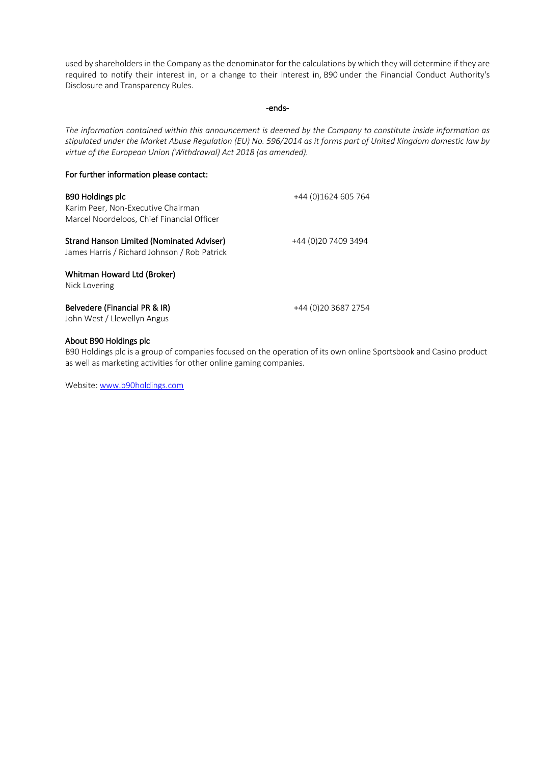used by shareholders in the Company as the denominator for the calculations by which they will determine if they are required to notify their interest in, or a change to their interest in, B90 under the Financial Conduct Authority's Disclosure and Transparency Rules.

-ends-

*The information contained within this announcement is deemed by the Company to constitute inside information as stipulated under the Market Abuse Regulation (EU) No. 596/2014 as it forms part of United Kingdom domestic law by virtue of the European Union (Withdrawal) Act 2018 (as amended).*

**For further information please contact:**

| | |
|---|---|
| **B90 Holdings plc**<br>Karim Peer, Non-Executive Chairman<br>Marcel Noordeloos, Chief Financial Officer | +44 (0)1624 605 764 |
| **Strand Hanson Limited (Nominated Adviser)**<br>James Harris / Richard Johnson / Rob Patrick | +44 (0)20 7409 3494 |
| **Whitman Howard Ltd (Broker)**<br>Nick Lovering | |
| **Belvedere (Financial PR & IR)**<br>John West / Llewellyn Angus | +44 (0)20 3687 2754 |

**About B90 Holdings plc**

B90 Holdings plc is a group of companies focused on the operation of its own online Sportsbook and Casino product as well as marketing activities for other online gaming companies.

Website: www.b90holdings.com